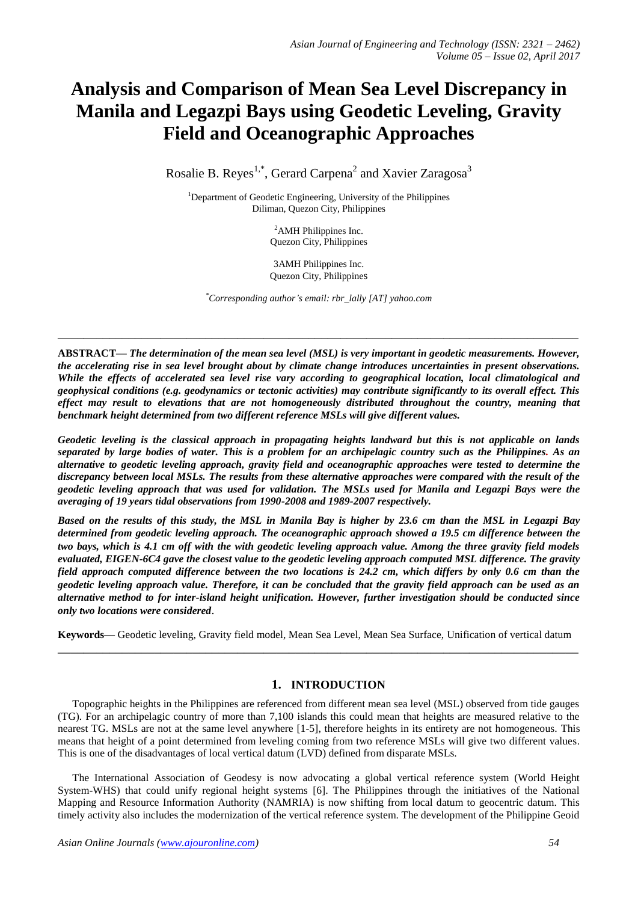# Analysis and Comparison of Mean Sea Level Discrepancy in Manila and Legazpi Bays using Geodetic Leveling, Gravity Field and Oceanographic Approaches

Rosalie B. Reyes[1,*], Gerard Carpena[2] and Xavier Zaragosa[3]

[1]Department of Geodetic Engineering, University of the Philippines Diliman, Quezon City, Philippines

[2]AMH Philippines Inc.
Quezon City, Philippines

3AMH Philippines Inc.
Quezon City, Philippines

*Corresponding author's email: rbr_lally [AT] yahoo.com

---

**ABSTRACT—** ***The determination of the mean sea level (MSL) is very important in geodetic measurements. However, the accelerating rise in sea level brought about by climate change introduces uncertainties in present observations. While the effects of accelerated sea level rise vary according to geographical location, local climatological and geophysical conditions (e.g. geodynamics or tectonic activities) may contribute significantly to its overall effect. This effect may result to elevations that are not homogeneously distributed throughout the country, meaning that benchmark height determined from two different reference MSLs will give different values.***

***Geodetic leveling is the classical approach in propagating heights landward but this is not applicable on lands separated by large bodies of water. This is a problem for an archipelagic country such as the Philippines. As an alternative to geodetic leveling approach, gravity field and oceanographic approaches were tested to determine the discrepancy between local MSLs. The results from these alternative approaches were compared with the result of the geodetic leveling approach that was used for validation. The MSLs used for Manila and Legazpi Bays were the averaging of 19 years tidal observations from 1990-2008 and 1989-2007 respectively.***

***Based on the results of this study, the MSL in Manila Bay is higher by 23.6 cm than the MSL in Legazpi Bay determined from geodetic leveling approach. The oceanographic approach showed a 19.5 cm difference between the two bays, which is 4.1 cm off with the with geodetic leveling approach value. Among the three gravity field models evaluated, EIGEN-6C4 gave the closest value to the geodetic leveling approach computed MSL difference. The gravity field approach computed difference between the two locations is 24.2 cm, which differs by only 0.6 cm than the geodetic leveling approach value. Therefore, it can be concluded that the gravity field approach can be used as an alternative method to for inter-island height unification. However, further investigation should be conducted since only two locations were considered.***

**Keywords—** Geodetic leveling, Gravity field model, Mean Sea Level, Mean Sea Surface, Unification of vertical datum

---

## 1. INTRODUCTION

Topographic heights in the Philippines are referenced from different mean sea level (MSL) observed from tide gauges (TG). For an archipelagic country of more than 7,100 islands this could mean that heights are measured relative to the nearest TG. MSLs are not at the same level anywhere [1-5], therefore heights in its entirety are not homogeneous. This means that height of a point determined from leveling coming from two reference MSLs will give two different values. This is one of the disadvantages of local vertical datum (LVD) defined from disparate MSLs.

The International Association of Geodesy is now advocating a global vertical reference system (World Height System-WHS) that could unify regional height systems [6]. The Philippines through the initiatives of the National Mapping and Resource Information Authority (NAMRIA) is now shifting from local datum to geocentric datum. This timely activity also includes the modernization of the vertical reference system. The development of the Philippine Geoid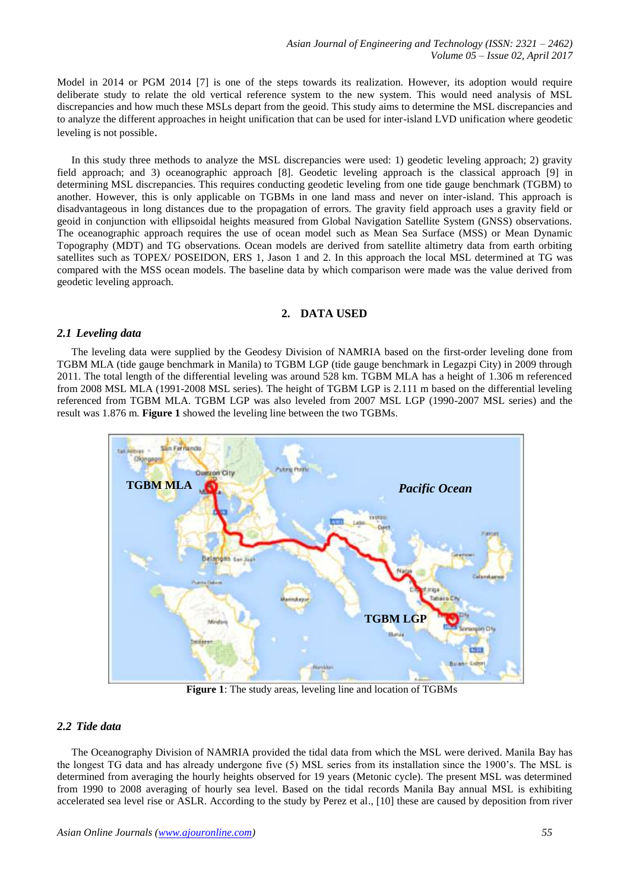Model in 2014 or PGM 2014 [7] is one of the steps towards its realization. However, its adoption would require deliberate study to relate the old vertical reference system to the new system. This would need analysis of MSL discrepancies and how much these MSLs depart from the geoid. This study aims to determine the MSL discrepancies and to analyze the different approaches in height unification that can be used for inter-island LVD unification where geodetic leveling is not possible.

In this study three methods to analyze the MSL discrepancies were used: 1) geodetic leveling approach; 2) gravity field approach; and 3) oceanographic approach [8]. Geodetic leveling approach is the classical approach [9] in determining MSL discrepancies. This requires conducting geodetic leveling from one tide gauge benchmark (TGBM) to another. However, this is only applicable on TGBMs in one land mass and never on inter-island. This approach is disadvantageous in long distances due to the propagation of errors. The gravity field approach uses a gravity field or geoid in conjunction with ellipsoidal heights measured from Global Navigation Satellite System (GNSS) observations. The oceanographic approach requires the use of ocean model such as Mean Sea Surface (MSS) or Mean Dynamic Topography (MDT) and TG observations. Ocean models are derived from satellite altimetry data from earth orbiting satellites such as TOPEX/ POSEIDON, ERS 1, Jason 1 and 2. In this approach the local MSL determined at TG was compared with the MSS ocean models. The baseline data by which comparison were made was the value derived from geodetic leveling approach.

## 2. DATA USED

### *2.1 Leveling data*

The leveling data were supplied by the Geodesy Division of NAMRIA based on the first-order leveling done from TGBM MLA (tide gauge benchmark in Manila) to TGBM LGP (tide gauge benchmark in Legazpi City) in 2009 through 2011. The total length of the differential leveling was around 528 km. TGBM MLA has a height of 1.306 m referenced from 2008 MSL MLA (1991-2008 MSL series). The height of TGBM LGP is 2.111 m based on the differential leveling referenced from TGBM MLA. TGBM LGP was also leveled from 2007 MSL LGP (1990-2007 MSL series) and the result was 1.876 m. **Figure 1** showed the leveling line between the two TGBMs.

**Figure 1**: The study areas, leveling line and location of TGBMs

### *2.2 Tide data*

The Oceanography Division of NAMRIA provided the tidal data from which the MSL were derived. Manila Bay has the longest TG data and has already undergone five (5) MSL series from its installation since the 1900's. The MSL is determined from averaging the hourly heights observed for 19 years (Metonic cycle). The present MSL was determined from 1990 to 2008 averaging of hourly sea level. Based on the tidal records Manila Bay annual MSL is exhibiting accelerated sea level rise or ASLR. According to the study by Perez et al., [10] these are caused by deposition from river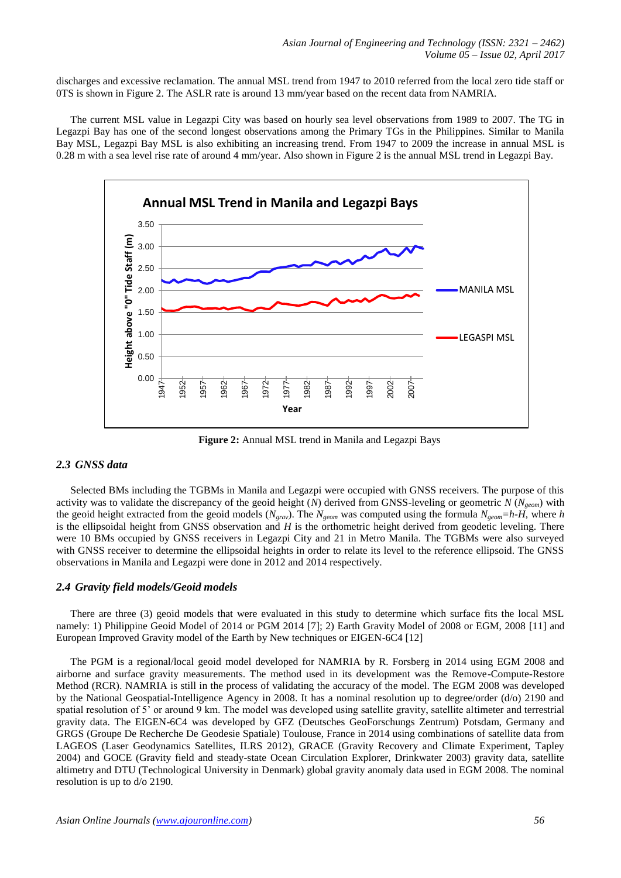discharges and excessive reclamation. The annual MSL trend from 1947 to 2010 referred from the local zero tide staff or 0TS is shown in Figure 2. The ASLR rate is around 13 mm/year based on the recent data from NAMRIA.

The current MSL value in Legazpi City was based on hourly sea level observations from 1989 to 2007. The TG in Legazpi Bay has one of the second longest observations among the Primary TGs in the Philippines. Similar to Manila Bay MSL, Legazpi Bay MSL is also exhibiting an increasing trend. From 1947 to 2009 the increase in annual MSL is 0.28 m with a sea level rise rate of around 4 mm/year. Also shown in Figure 2 is the annual MSL trend in Legazpi Bay.

**Figure 2:** Annual MSL trend in Manila and Legazpi Bays

### *2.3 GNSS data*

Selected BMs including the TGBMs in Manila and Legazpi were occupied with GNSS receivers. The purpose of this activity was to validate the discrepancy of the geoid height ($N$) derived from GNSS-leveling or geometric $N$ ($N_{geom}$) with the geoid height extracted from the geoid models ($N_{grav}$). The $N_{geom}$ was computed using the formula $N_{geom}=h\text{-}H$, where $h$ is the ellipsoidal height from GNSS observation and $H$ is the orthometric height derived from geodetic leveling. There were 10 BMs occupied by GNSS receivers in Legazpi City and 21 in Metro Manila. The TGBMs were also surveyed with GNSS receiver to determine the ellipsoidal heights in order to relate its level to the reference ellipsoid. The GNSS observations in Manila and Legazpi were done in 2012 and 2014 respectively.

### *2.4 Gravity field models/Geoid models*

There are three (3) geoid models that were evaluated in this study to determine which surface fits the local MSL namely: 1) Philippine Geoid Model of 2014 or PGM 2014 [7]; 2) Earth Gravity Model of 2008 or EGM, 2008 [11] and European Improved Gravity model of the Earth by New techniques or EIGEN-6C4 [12]

The PGM is a regional/local geoid model developed for NAMRIA by R. Forsberg in 2014 using EGM 2008 and airborne and surface gravity measurements. The method used in its development was the Remove-Compute-Restore Method (RCR). NAMRIA is still in the process of validating the accuracy of the model. The EGM 2008 was developed by the National Geospatial-Intelligence Agency in 2008. It has a nominal resolution up to degree/order (d/o) 2190 and spatial resolution of 5' or around 9 km. The model was developed using satellite gravity, satellite altimeter and terrestrial gravity data. The EIGEN-6C4 was developed by GFZ (Deutsches GeoForschungs Zentrum) Potsdam, Germany and GRGS (Groupe De Recherche De Geodesie Spatiale) Toulouse, France in 2014 using combinations of satellite data from LAGEOS (Laser Geodynamics Satellites, ILRS 2012), GRACE (Gravity Recovery and Climate Experiment, Tapley 2004) and GOCE (Gravity field and steady-state Ocean Circulation Explorer, Drinkwater 2003) gravity data, satellite altimetry and DTU (Technological University in Denmark) global gravity anomaly data used in EGM 2008. The nominal resolution is up to d/o 2190.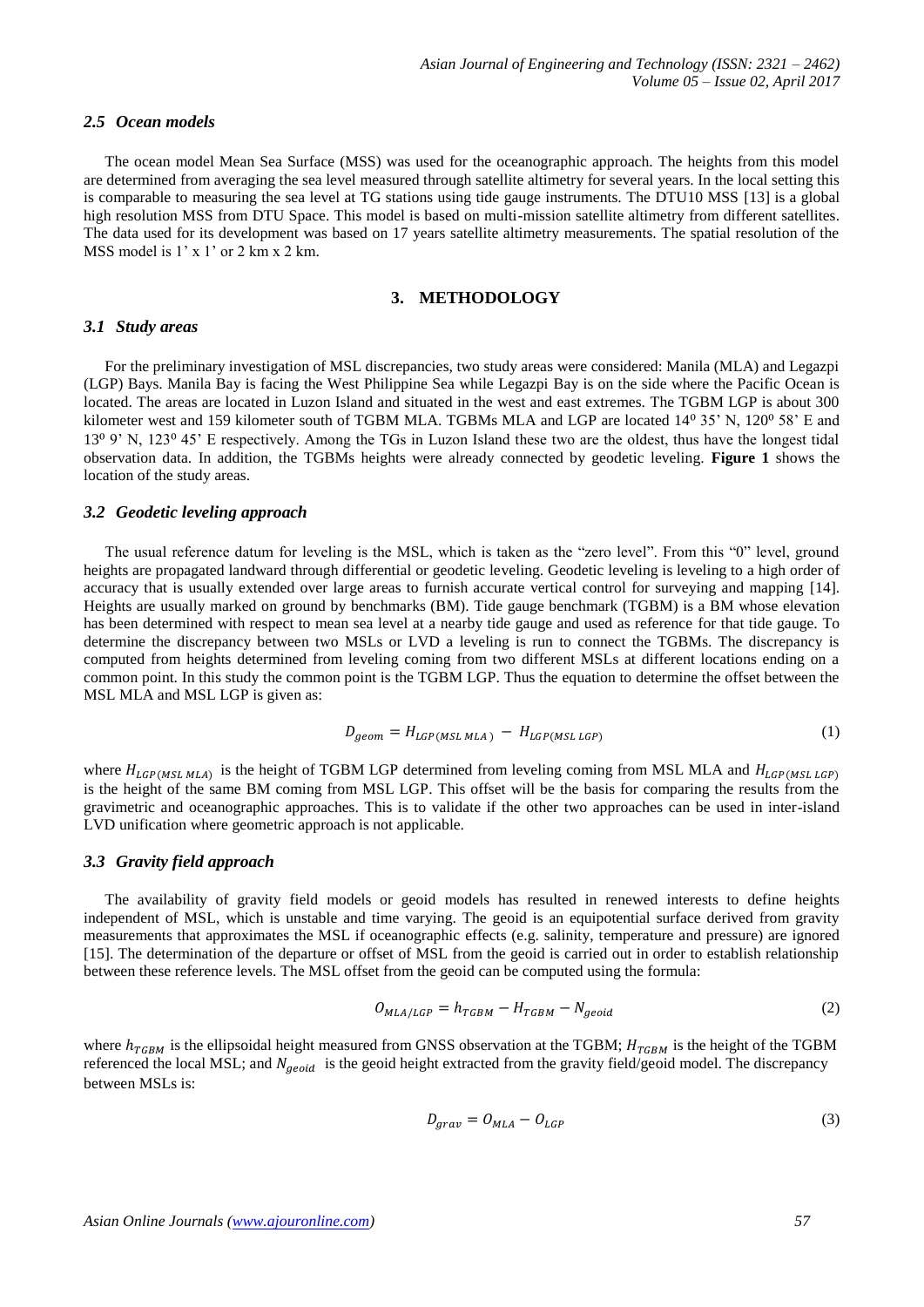### *2.5 Ocean models*

The ocean model Mean Sea Surface (MSS) was used for the oceanographic approach. The heights from this model are determined from averaging the sea level measured through satellite altimetry for several years. In the local setting this is comparable to measuring the sea level at TG stations using tide gauge instruments. The DTU10 MSS [13] is a global high resolution MSS from DTU Space. This model is based on multi-mission satellite altimetry from different satellites. The data used for its development was based on 17 years satellite altimetry measurements. The spatial resolution of the MSS model is 1' x 1' or 2 km x 2 km.

## 3. METHODOLOGY

### *3.1 Study areas*

For the preliminary investigation of MSL discrepancies, two study areas were considered: Manila (MLA) and Legazpi (LGP) Bays. Manila Bay is facing the West Philippine Sea while Legazpi Bay is on the side where the Pacific Ocean is located. The areas are located in Luzon Island and situated in the west and east extremes. The TGBM LGP is about 300 kilometer west and 159 kilometer south of TGBM MLA. TGBMs MLA and LGP are located $14^{0}$ 35' N, $120^{0}$ 58' E and $13^{0}$ 9' N, $123^{0}$ 45' E respectively. Among the TGs in Luzon Island these two are the oldest, thus have the longest tidal observation data. In addition, the TGBMs heights were already connected by geodetic leveling. **Figure 1** shows the location of the study areas.

### *3.2 Geodetic leveling approach*

The usual reference datum for leveling is the MSL, which is taken as the "zero level". From this "0" level, ground heights are propagated landward through differential or geodetic leveling. Geodetic leveling is leveling to a high order of accuracy that is usually extended over large areas to furnish accurate vertical control for surveying and mapping [14]. Heights are usually marked on ground by benchmarks (BM). Tide gauge benchmark (TGBM) is a BM whose elevation has been determined with respect to mean sea level at a nearby tide gauge and used as reference for that tide gauge. To determine the discrepancy between two MSLs or LVD a leveling is run to connect the TGBMs. The discrepancy is computed from heights determined from leveling coming from two different MSLs at different locations ending on a common point. In this study the common point is the TGBM LGP. Thus the equation to determine the offset between the MSL MLA and MSL LGP is given as:

$$D_{geom} = H_{LGP(MSL\ MLA)} - H_{LGP(MSL\ LGP)} \tag{1}$$

where $H_{LGP(MSL\ MLA)}$ is the height of TGBM LGP determined from leveling coming from MSL MLA and $H_{LGP(MSL\ LGP)}$ is the height of the same BM coming from MSL LGP. This offset will be the basis for comparing the results from the gravimetric and oceanographic approaches. This is to validate if the other two approaches can be used in inter-island LVD unification where geometric approach is not applicable.

### *3.3 Gravity field approach*

The availability of gravity field models or geoid models has resulted in renewed interests to define heights independent of MSL, which is unstable and time varying. The geoid is an equipotential surface derived from gravity measurements that approximates the MSL if oceanographic effects (e.g. salinity, temperature and pressure) are ignored [15]. The determination of the departure or offset of MSL from the geoid is carried out in order to establish relationship between these reference levels. The MSL offset from the geoid can be computed using the formula:

$$O_{MLA/LGP} = h_{TGBM} - H_{TGBM} - N_{geoid} \tag{2}$$

where $h_{TGBM}$ is the ellipsoidal height measured from GNSS observation at the TGBM; $H_{TGBM}$ is the height of the TGBM referenced the local MSL; and $N_{geoid}$ is the geoid height extracted from the gravity field/geoid model. The discrepancy between MSLs is:

$$D_{grav} = O_{MLA} - O_{LGP} \tag{3}$$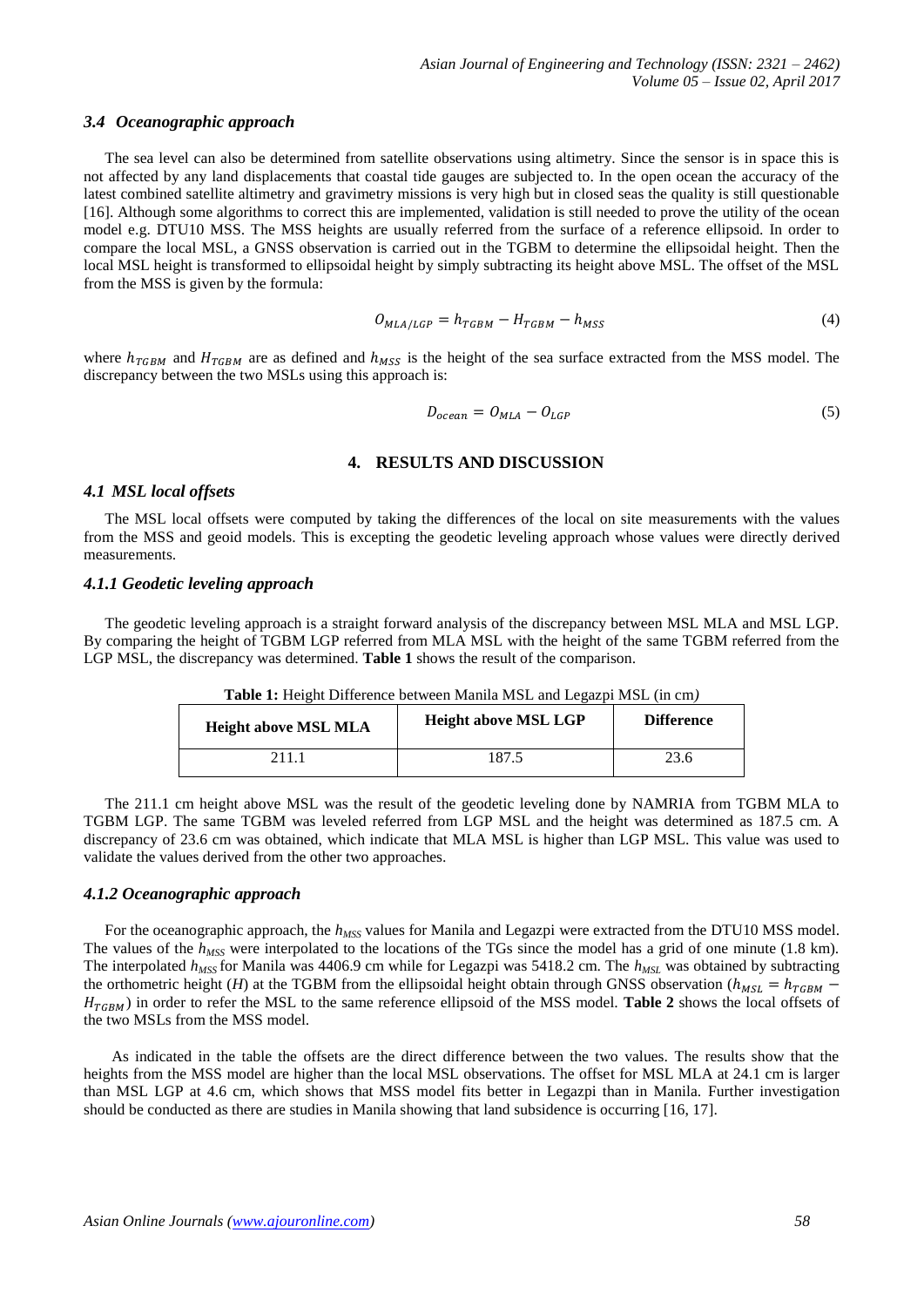### *3.4 Oceanographic approach*

The sea level can also be determined from satellite observations using altimetry. Since the sensor is in space this is not affected by any land displacements that coastal tide gauges are subjected to. In the open ocean the accuracy of the latest combined satellite altimetry and gravimetry missions is very high but in closed seas the quality is still questionable [16]. Although some algorithms to correct this are implemented, validation is still needed to prove the utility of the ocean model e.g. DTU10 MSS. The MSS heights are usually referred from the surface of a reference ellipsoid. In order to compare the local MSL, a GNSS observation is carried out in the TGBM to determine the ellipsoidal height. Then the local MSL height is transformed to ellipsoidal height by simply subtracting its height above MSL. The offset of the MSL from the MSS is given by the formula:

$$O_{MLA/LGP} = h_{TGBM} - H_{TGBM} - h_{MSS} \tag{4}$$

where $h_{TGBM}$ and $H_{TGBM}$ are as defined and $h_{MSS}$ is the height of the sea surface extracted from the MSS model. The discrepancy between the two MSLs using this approach is:

$$D_{ocean} = O_{MLA} - O_{LGP} \tag{5}$$

## 4. RESULTS AND DISCUSSION

### *4.1 MSL local offsets*

The MSL local offsets were computed by taking the differences of the local on site measurements with the values from the MSS and geoid models. This is excepting the geodetic leveling approach whose values were directly derived measurements.

#### *4.1.1 Geodetic leveling approach*

The geodetic leveling approach is a straight forward analysis of the discrepancy between MSL MLA and MSL LGP. By comparing the height of TGBM LGP referred from MLA MSL with the height of the same TGBM referred from the LGP MSL, the discrepancy was determined. **Table 1** shows the result of the comparison.

**Table 1:** Height Difference between Manila MSL and Legazpi MSL (in cm*)*

| Height above MSL MLA | Height above MSL LGP | Difference |
|---|---|---|
| 211.1 | 187.5 | 23.6 |

The 211.1 cm height above MSL was the result of the geodetic leveling done by NAMRIA from TGBM MLA to TGBM LGP. The same TGBM was leveled referred from LGP MSL and the height was determined as 187.5 cm. A discrepancy of 23.6 cm was obtained, which indicate that MLA MSL is higher than LGP MSL. This value was used to validate the values derived from the other two approaches.

#### *4.1.2 Oceanographic approach*

For the oceanographic approach, the $h_{MSS}$ values for Manila and Legazpi were extracted from the DTU10 MSS model. The values of the $h_{MSS}$ were interpolated to the locations of the TGs since the model has a grid of one minute (1.8 km). The interpolated $h_{MSS}$ for Manila was 4406.9 cm while for Legazpi was 5418.2 cm. The $h_{MSL}$ was obtained by subtracting the orthometric height ($H$) at the TGBM from the ellipsoidal height obtain through GNSS observation ($h_{MSL} = h_{TGBM} - H_{TGBM}$) in order to refer the MSL to the same reference ellipsoid of the MSS model. **Table 2** shows the local offsets of the two MSLs from the MSS model.

As indicated in the table the offsets are the direct difference between the two values. The results show that the heights from the MSS model are higher than the local MSL observations. The offset for MSL MLA at 24.1 cm is larger than MSL LGP at 4.6 cm, which shows that MSS model fits better in Legazpi than in Manila. Further investigation should be conducted as there are studies in Manila showing that land subsidence is occurring [16, 17].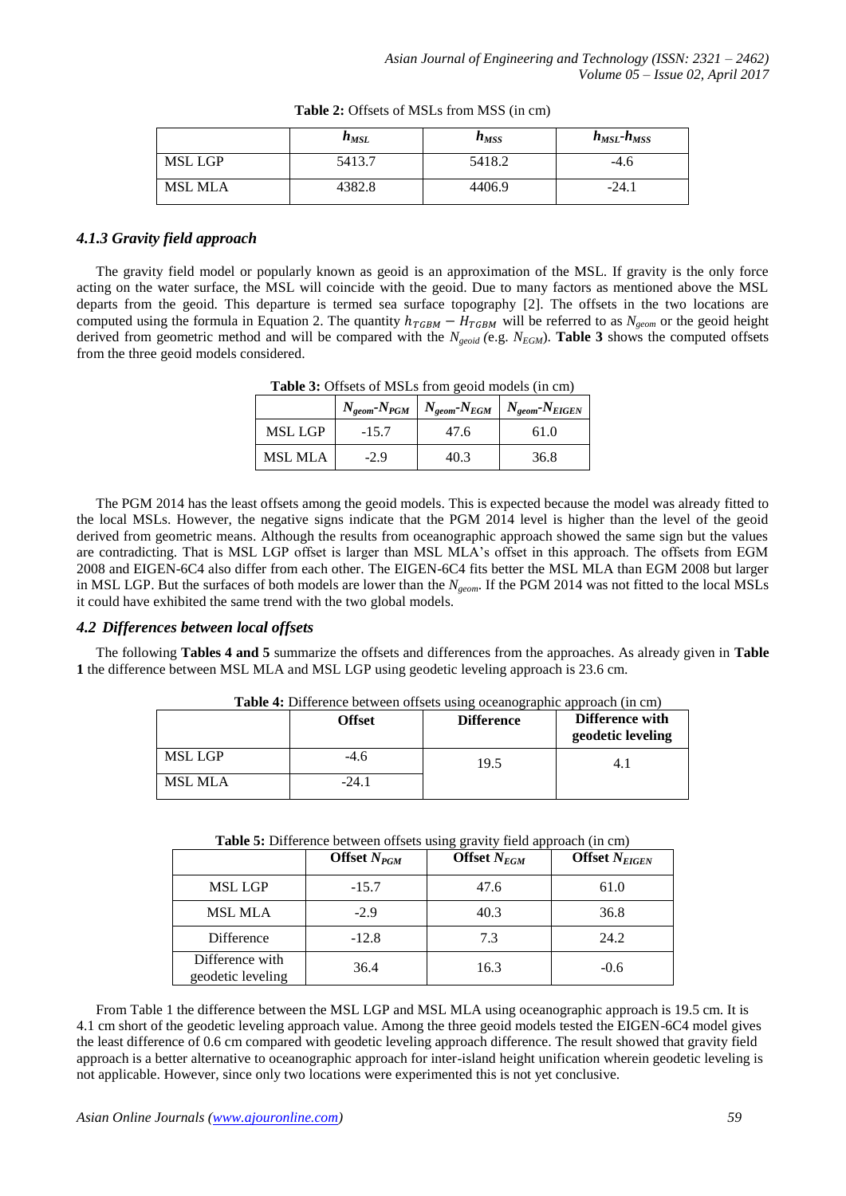**Table 2:** Offsets of MSLs from MSS (in cm)

| | $h_{MSL}$ | $h_{MSS}$ | $h_{MSL}$-$h_{MSS}$ |
|---|---|---|---|
| MSL LGP | 5413.7 | 5418.2 | -4.6 |
| MSL MLA | 4382.8 | 4406.9 | -24.1 |

### *4.1.3 Gravity field approach*

The gravity field model or popularly known as geoid is an approximation of the MSL. If gravity is the only force acting on the water surface, the MSL will coincide with the geoid. Due to many factors as mentioned above the MSL departs from the geoid. This departure is termed sea surface topography [2]. The offsets in the two locations are computed using the formula in Equation 2. The quantity $h_{TGBM} - H_{TGBM}$ will be referred to as $N_{geom}$ or the geoid height derived from geometric method and will be compared with the $N_{geoid}$ (e.g. $N_{EGM}$). **Table 3** shows the computed offsets from the three geoid models considered.

**Table 3:** Offsets of MSLs from geoid models (in cm)

| | $N_{geom}$-$N_{PGM}$ | $N_{geom}$-$N_{EGM}$ | $N_{geom}$-$N_{EIGEN}$ |
|---|---|---|---|
| MSL LGP | -15.7 | 47.6 | 61.0 |
| MSL MLA | -2.9 | 40.3 | 36.8 |

The PGM 2014 has the least offsets among the geoid models. This is expected because the model was already fitted to the local MSLs. However, the negative signs indicate that the PGM 2014 level is higher than the level of the geoid derived from geometric means. Although the results from oceanographic approach showed the same sign but the values are contradicting. That is MSL LGP offset is larger than MSL MLA's offset in this approach. The offsets from EGM 2008 and EIGEN-6C4 also differ from each other. The EIGEN-6C4 fits better the MSL MLA than EGM 2008 but larger in MSL LGP. But the surfaces of both models are lower than the $N_{geom}$. If the PGM 2014 was not fitted to the local MSLs it could have exhibited the same trend with the two global models.

## *4.2 Differences between local offsets*

The following **Tables 4 and 5** summarize the offsets and differences from the approaches. As already given in **Table 1** the difference between MSL MLA and MSL LGP using geodetic leveling approach is 23.6 cm.

**Table 4:** Difference between offsets using oceanographic approach (in cm)

| | Offset | Difference | Difference with geodetic leveling |
|---|---|---|---|
| MSL LGP | -4.6 | 19.5 | 4.1 |
| MSL MLA | -24.1 | | |

**Table 5:** Difference between offsets using gravity field approach (in cm)

| | Offset $N_{PGM}$ | Offset $N_{EGM}$ | Offset $N_{EIGEN}$ |
|---|---|---|---|
| MSL LGP | -15.7 | 47.6 | 61.0 |
| MSL MLA | -2.9 | 40.3 | 36.8 |
| Difference | -12.8 | 7.3 | 24.2 |
| Difference with geodetic leveling | 36.4 | 16.3 | -0.6 |

From Table 1 the difference between the MSL LGP and MSL MLA using oceanographic approach is 19.5 cm. It is 4.1 cm short of the geodetic leveling approach value. Among the three geoid models tested the EIGEN-6C4 model gives the least difference of 0.6 cm compared with geodetic leveling approach difference. The result showed that gravity field approach is a better alternative to oceanographic approach for inter-island height unification wherein geodetic leveling is not applicable. However, since only two locations were experimented this is not yet conclusive.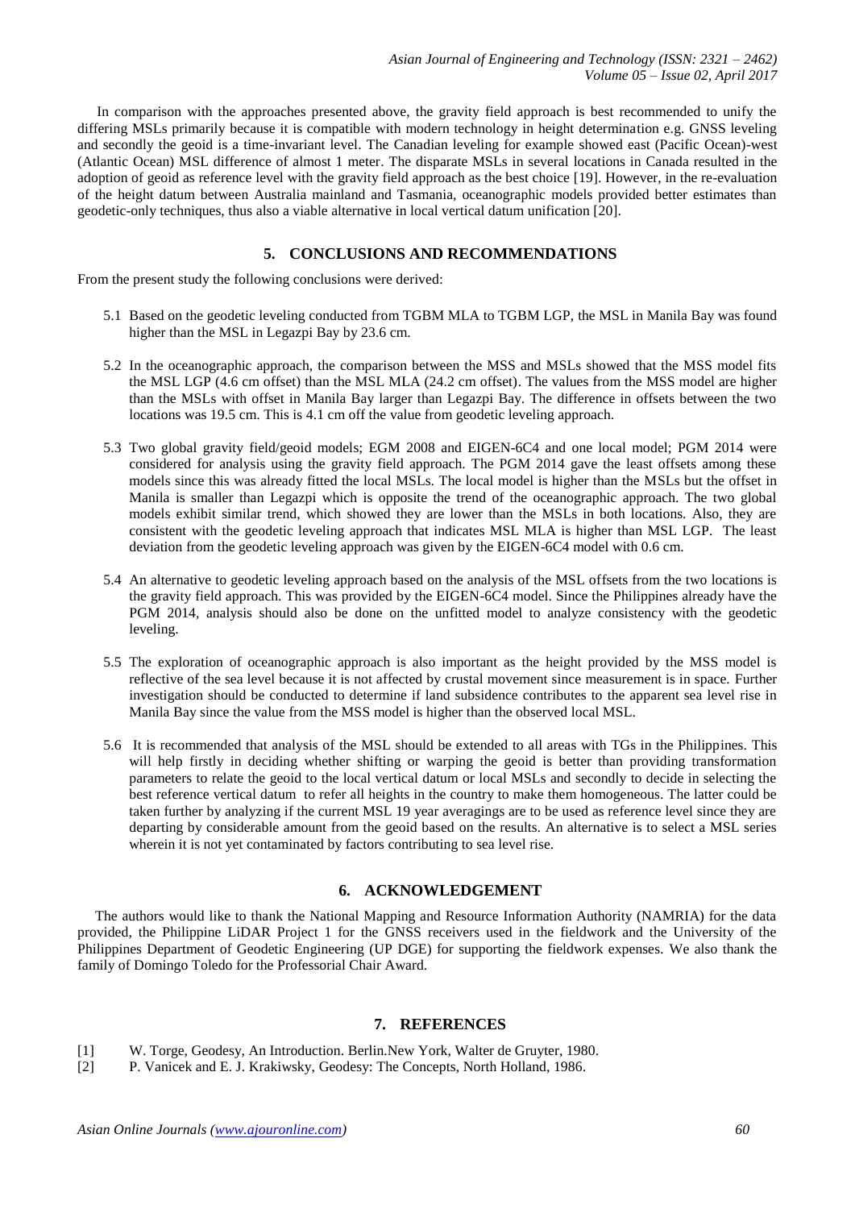In comparison with the approaches presented above, the gravity field approach is best recommended to unify the differing MSLs primarily because it is compatible with modern technology in height determination e.g. GNSS leveling and secondly the geoid is a time-invariant level. The Canadian leveling for example showed east (Pacific Ocean)-west (Atlantic Ocean) MSL difference of almost 1 meter. The disparate MSLs in several locations in Canada resulted in the adoption of geoid as reference level with the gravity field approach as the best choice [19]. However, in the re-evaluation of the height datum between Australia mainland and Tasmania, oceanographic models provided better estimates than geodetic-only techniques, thus also a viable alternative in local vertical datum unification [20].

## 5. CONCLUSIONS AND RECOMMENDATIONS

From the present study the following conclusions were derived:

5.1 Based on the geodetic leveling conducted from TGBM MLA to TGBM LGP, the MSL in Manila Bay was found higher than the MSL in Legazpi Bay by 23.6 cm.

5.2 In the oceanographic approach, the comparison between the MSS and MSLs showed that the MSS model fits the MSL LGP (4.6 cm offset) than the MSL MLA (24.2 cm offset). The values from the MSS model are higher than the MSLs with offset in Manila Bay larger than Legazpi Bay. The difference in offsets between the two locations was 19.5 cm. This is 4.1 cm off the value from geodetic leveling approach.

5.3 Two global gravity field/geoid models; EGM 2008 and EIGEN-6C4 and one local model; PGM 2014 were considered for analysis using the gravity field approach. The PGM 2014 gave the least offsets among these models since this was already fitted the local MSLs. The local model is higher than the MSLs but the offset in Manila is smaller than Legazpi which is opposite the trend of the oceanographic approach. The two global models exhibit similar trend, which showed they are lower than the MSLs in both locations. Also, they are consistent with the geodetic leveling approach that indicates MSL MLA is higher than MSL LGP. The least deviation from the geodetic leveling approach was given by the EIGEN-6C4 model with 0.6 cm.

5.4 An alternative to geodetic leveling approach based on the analysis of the MSL offsets from the two locations is the gravity field approach. This was provided by the EIGEN-6C4 model. Since the Philippines already have the PGM 2014, analysis should also be done on the unfitted model to analyze consistency with the geodetic leveling.

5.5 The exploration of oceanographic approach is also important as the height provided by the MSS model is reflective of the sea level because it is not affected by crustal movement since measurement is in space. Further investigation should be conducted to determine if land subsidence contributes to the apparent sea level rise in Manila Bay since the value from the MSS model is higher than the observed local MSL.

5.6 It is recommended that analysis of the MSL should be extended to all areas with TGs in the Philippines. This will help firstly in deciding whether shifting or warping the geoid is better than providing transformation parameters to relate the geoid to the local vertical datum or local MSLs and secondly to decide in selecting the best reference vertical datum to refer all heights in the country to make them homogeneous. The latter could be taken further by analyzing if the current MSL 19 year averagings are to be used as reference level since they are departing by considerable amount from the geoid based on the results. An alternative is to select a MSL series wherein it is not yet contaminated by factors contributing to sea level rise.

## 6. ACKNOWLEDGEMENT

The authors would like to thank the National Mapping and Resource Information Authority (NAMRIA) for the data provided, the Philippine LiDAR Project 1 for the GNSS receivers used in the fieldwork and the University of the Philippines Department of Geodetic Engineering (UP DGE) for supporting the fieldwork expenses. We also thank the family of Domingo Toledo for the Professorial Chair Award.

## 7. REFERENCES

[1] W. Torge, Geodesy, An Introduction. Berlin.New York, Walter de Gruyter, 1980.

[2] P. Vanicek and E. J. Krakiwsky, Geodesy: The Concepts, North Holland, 1986.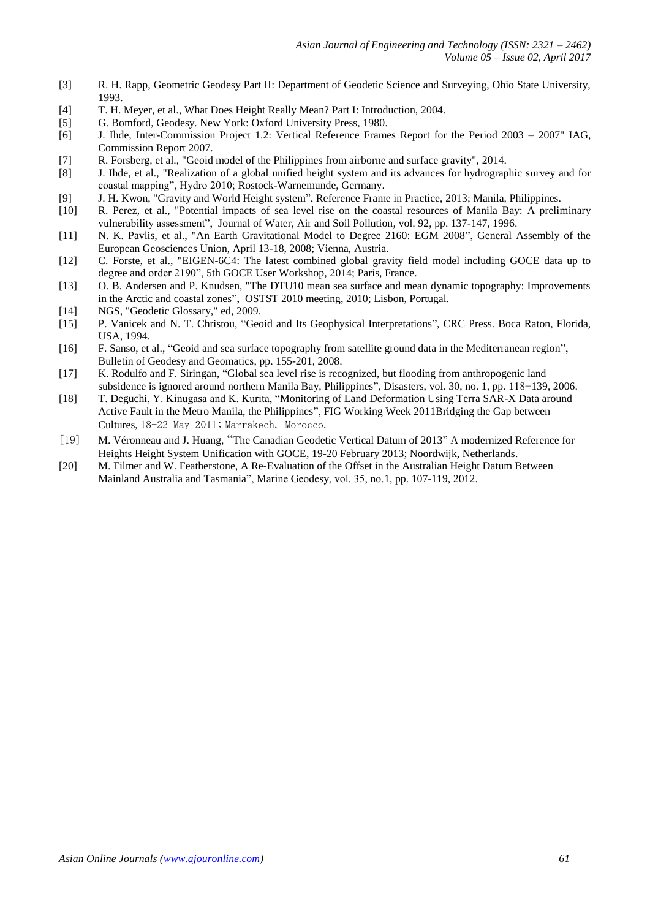[3] R. H. Rapp, Geometric Geodesy Part II: Department of Geodetic Science and Surveying, Ohio State University, 1993.

[4] T. H. Meyer, et al., What Does Height Really Mean? Part I: Introduction, 2004.

[5] G. Bomford, Geodesy. New York: Oxford University Press, 1980.

[6] J. Ihde, Inter-Commission Project 1.2: Vertical Reference Frames Report for the Period 2003 – 2007" IAG, Commission Report 2007.

[7] R. Forsberg, et al., "Geoid model of the Philippines from airborne and surface gravity", 2014.

[8] J. Ihde, et al., "Realization of a global unified height system and its advances for hydrographic survey and for coastal mapping", Hydro 2010; Rostock-Warnemunde, Germany.

[9] J. H. Kwon, "Gravity and World Height system", Reference Frame in Practice, 2013; Manila, Philippines.

[10] R. Perez, et al., "Potential impacts of sea level rise on the coastal resources of Manila Bay: A preliminary vulnerability assessment", Journal of Water, Air and Soil Pollution, vol. 92, pp. 137-147, 1996.

[11] N. K. Pavlis, et al., "An Earth Gravitational Model to Degree 2160: EGM 2008", General Assembly of the European Geosciences Union, April 13-18, 2008; Vienna, Austria.

[12] C. Forste, et al., "EIGEN-6C4: The latest combined global gravity field model including GOCE data up to degree and order 2190", 5th GOCE User Workshop, 2014; Paris, France.

[13] O. B. Andersen and P. Knudsen, "The DTU10 mean sea surface and mean dynamic topography: Improvements in the Arctic and coastal zones", OSTST 2010 meeting, 2010; Lisbon, Portugal.

[14] NGS, "Geodetic Glossary," ed, 2009.

[15] P. Vanicek and N. T. Christou, "Geoid and Its Geophysical Interpretations", CRC Press. Boca Raton, Florida, USA, 1994.

[16] F. Sanso, et al., "Geoid and sea surface topography from satellite ground data in the Mediterranean region", Bulletin of Geodesy and Geomatics, pp. 155-201, 2008.

[17] K. Rodulfo and F. Siringan, "Global sea level rise is recognized, but flooding from anthropogenic land subsidence is ignored around northern Manila Bay, Philippines", Disasters, vol. 30, no. 1, pp. 118−139, 2006.

[18] T. Deguchi, Y. Kinugasa and K. Kurita, "Monitoring of Land Deformation Using Terra SAR-X Data around Active Fault in the Metro Manila, the Philippines", FIG Working Week 2011Bridging the Gap between Cultures, 18-22 May 2011; Marrakech, Morocco.

[19] M. Véronneau and J. Huang, "The Canadian Geodetic Vertical Datum of 2013" A modernized Reference for Heights Height System Unification with GOCE, 19-20 February 2013; Noordwijk, Netherlands.

[20] M. Filmer and W. Featherstone, A Re-Evaluation of the Offset in the Australian Height Datum Between Mainland Australia and Tasmania", Marine Geodesy, vol. 35, no.1, pp. 107-119, 2012.